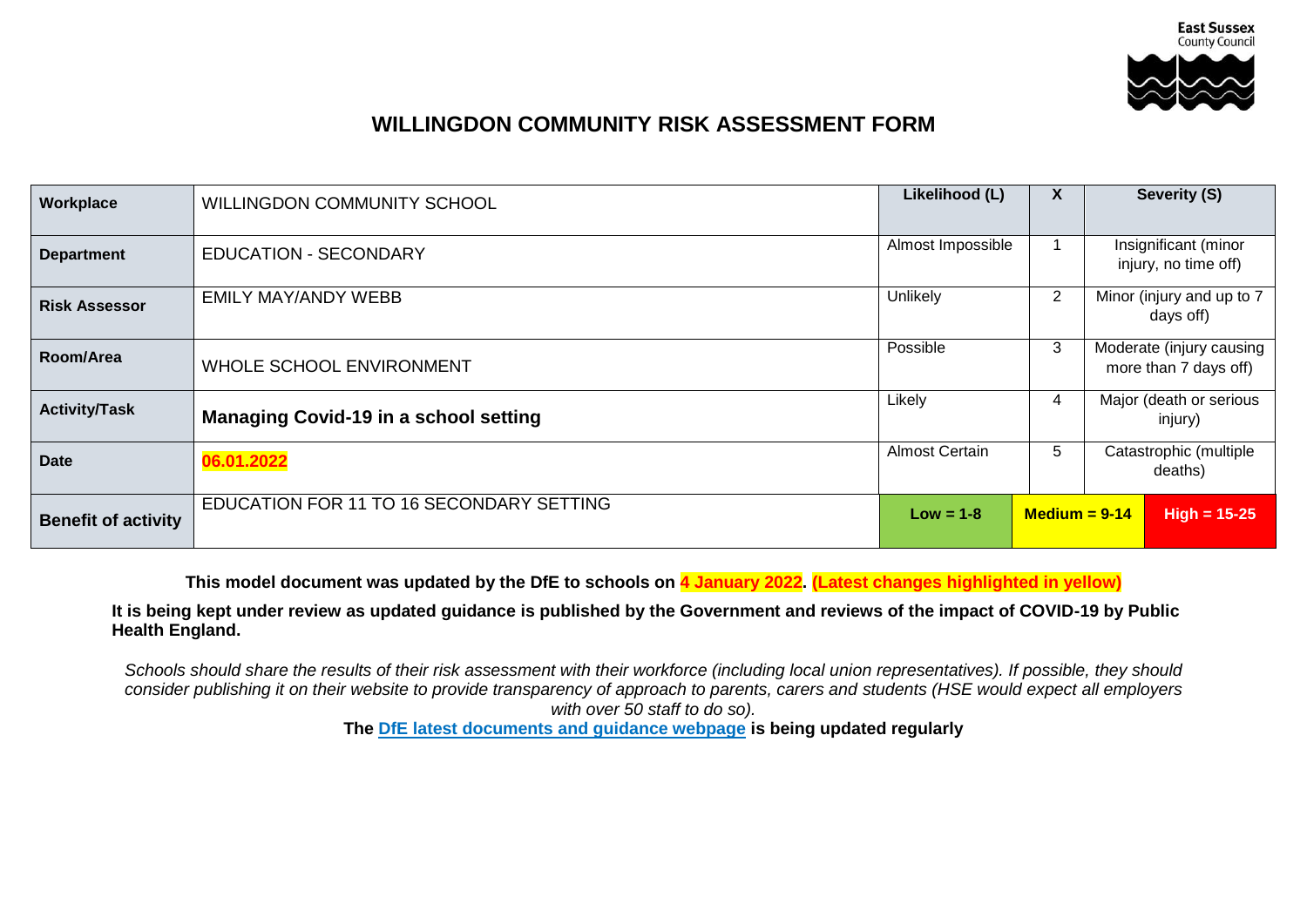East Sussex County Council

# WILLINGDON COMMUNITY RISK ASSESSMENT FORM

| | | | | |
|---|---|---|---|---|
| **Workplace** | WILLINGDON COMMUNITY SCHOOL | **Likelihood (L)** | **X** | **Severity (S)** |
| **Department** | EDUCATION - SECONDARY | Almost Impossible | 1 | Insignificant (minor injury, no time off) |
| **Risk Assessor** | EMILY MAY/ANDY WEBB | Unlikely | 2 | Minor (injury and up to 7 days off) |
| **Room/Area** | WHOLE SCHOOL ENVIRONMENT | Possible | 3 | Moderate (injury causing more than 7 days off) |
| **Activity/Task** | **Managing Covid-19 in a school setting** | Likely | 4 | Major (death or serious injury) |
| **Date** | **06.01.2022** | Almost Certain | 5 | Catastrophic (multiple deaths) |
| **Benefit of activity** | EDUCATION FOR 11 TO 16 SECONDARY SETTING | **Low = 1-8** | **Medium = 9-14** | **High = 15-25** |

**This model document was updated by the DfE to schools on 4 January 2022. (Latest changes highlighted in yellow)**

**It is being kept under review as updated guidance is published by the Government and reviews of the impact of COVID-19 by Public Health England.**

*Schools should share the results of their risk assessment with their workforce (including local union representatives). If possible, they should consider publishing it on their website to provide transparency of approach to parents, carers and students (HSE would expect all employers with over 50 staff to do so).*

**The DfE latest documents and guidance webpage is being updated regularly**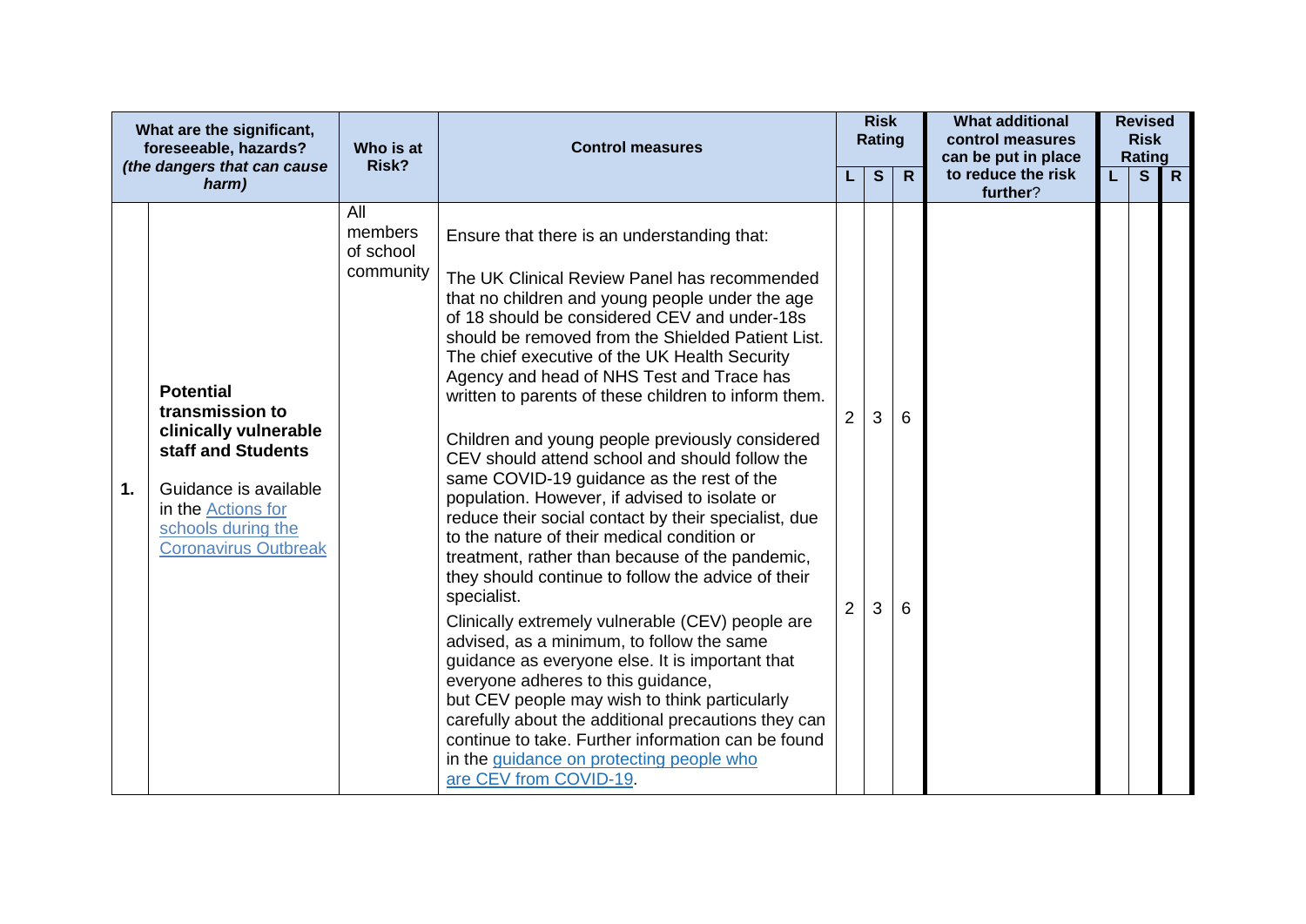| | What are the significant, foreseeable, hazards? *(the dangers that can cause harm)* | Who is at Risk? | Control measures | Risk Rating | | | What additional control measures can be put in place to reduce the risk further? | Revised Risk Rating | | |
|---|---|---|---|---|---|---|---|---|---|---|
| | | | | L | S | R | | L | S | R |
| **1.** | **Potential transmission to clinically vulnerable staff and Students**<br><br>Guidance is available in the [Actions for schools during the Coronavirus Outbreak]() | All members of school community | Ensure that there is an understanding that:<br><br>The UK Clinical Review Panel has recommended that no children and young people under the age of 18 should be considered CEV and under-18s should be removed from the Shielded Patient List. The chief executive of the UK Health Security Agency and head of NHS Test and Trace has written to parents of these children to inform them.<br><br>Children and young people previously considered CEV should attend school and should follow the same COVID-19 guidance as the rest of the population. However, if advised to isolate or reduce their social contact by their specialist, due to the nature of their medical condition or treatment, rather than because of the pandemic, they should continue to follow the advice of their specialist. | 2 | 3 | 6 | | | | |
| | | | Clinically extremely vulnerable (CEV) people are advised, as a minimum, to follow the same guidance as everyone else. It is important that everyone adheres to this guidance, but CEV people may wish to think particularly carefully about the additional precautions they can continue to take. Further information can be found in the [guidance on protecting people who are CEV from COVID-19](). | 2 | 3 | 6 | | | | |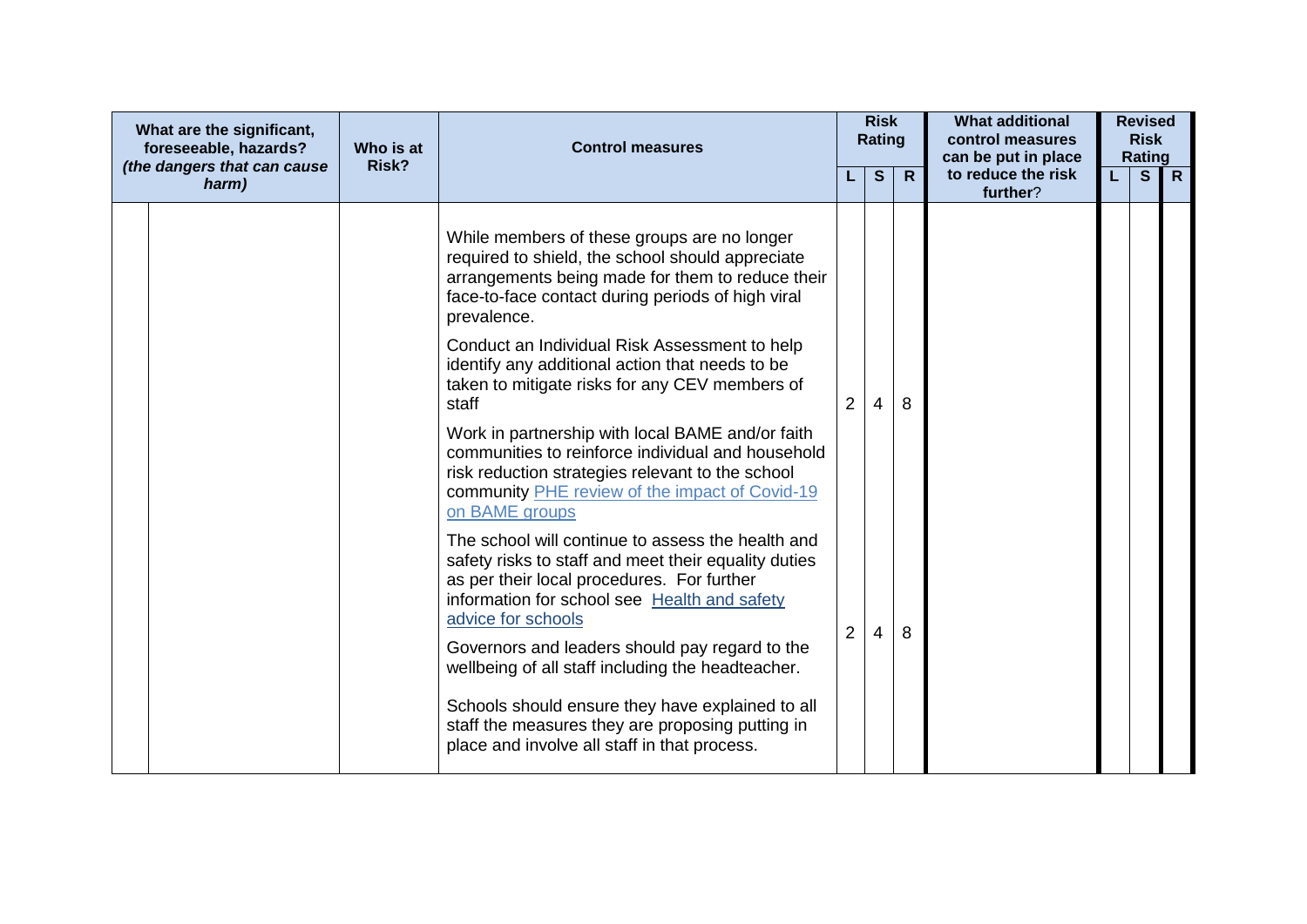| What are the significant, foreseeable, hazards? *(the dangers that can cause harm)* | | Who is at Risk? | Control measures | Risk Rating | | | What additional control measures can be put in place to reduce the risk further? | Revised Risk Rating | | |
|---|---|---|---|---|---|---|---|---|---|---|
| | | | | L | S | R | | L | S | R |
| | | | While members of these groups are no longer required to shield, the school should appreciate arrangements being made for them to reduce their face-to-face contact during periods of high viral prevalence.<br><br>Conduct an Individual Risk Assessment to help identify any additional action that needs to be taken to mitigate risks for any CEV members of staff<br><br>Work in partnership with local BAME and/or faith communities to reinforce individual and household risk reduction strategies relevant to the school community [PHE review of the impact of Covid-19 on BAME groups] | 2 | 4 | 8 | | | | |
| | | | The school will continue to assess the health and safety risks to staff and meet their equality duties as per their local procedures. For further information for school see [Health and safety advice for schools]<br><br>Governors and leaders should pay regard to the wellbeing of all staff including the headteacher.<br><br>Schools should ensure they have explained to all staff the measures they are proposing putting in place and involve all staff in that process. | 2 | 4 | 8 | | | | |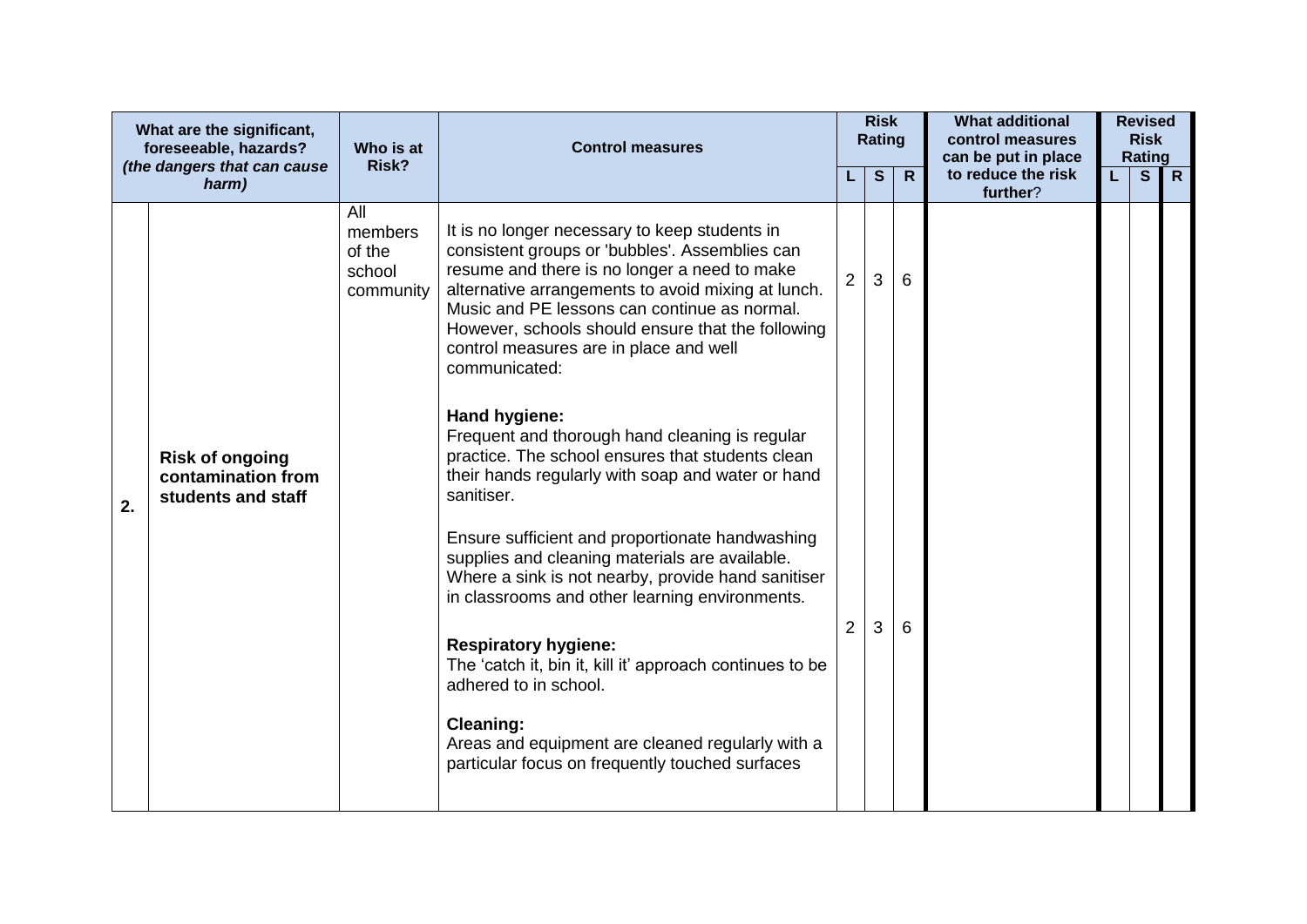| What are the significant, foreseeable, hazards? *(the dangers that can cause harm)* | | Who is at Risk? | Control measures | Risk Rating | | | What additional control measures can be put in place to reduce the risk further? | Revised Risk Rating | | |
|---|---|---|---|---|---|---|---|---|---|---|
| | | | | L | S | R | | L | S | R |
| 2. | **Risk of ongoing contamination from students and staff** | All members of the school community | It is no longer necessary to keep students in consistent groups or 'bubbles'. Assemblies can resume and there is no longer a need to make alternative arrangements to avoid mixing at lunch. Music and PE lessons can continue as normal. However, schools should ensure that the following control measures are in place and well communicated: | 2 | 3 | 6 | | | | |
| | | | **Hand hygiene:** Frequent and thorough hand cleaning is regular practice. The school ensures that students clean their hands regularly with soap and water or hand sanitiser. Ensure sufficient and proportionate handwashing supplies and cleaning materials are available. Where a sink is not nearby, provide hand sanitiser in classrooms and other learning environments. **Respiratory hygiene:** The 'catch it, bin it, kill it' approach continues to be adhered to in school. **Cleaning:** Areas and equipment are cleaned regularly with a particular focus on frequently touched surfaces | 2 | 3 | 6 | | | | |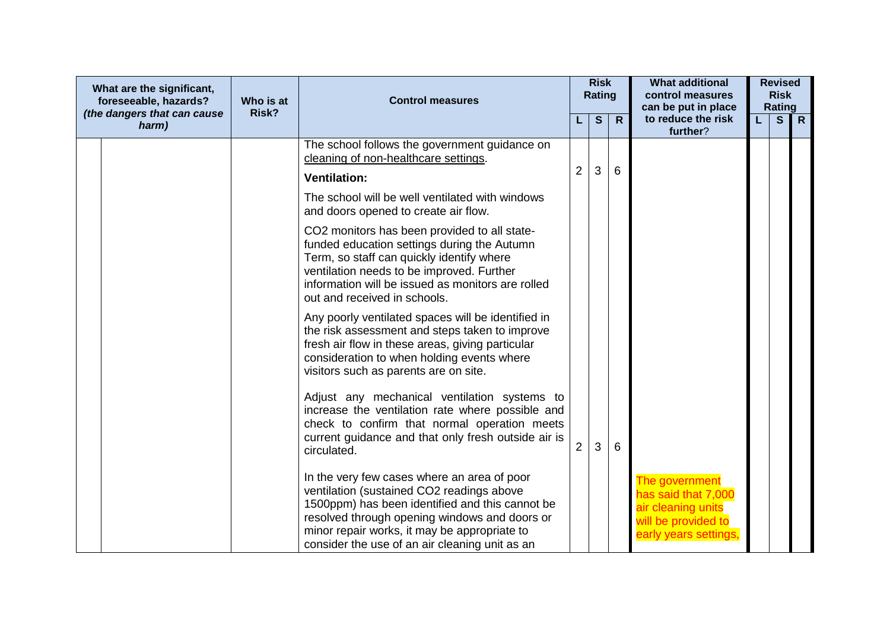| What are the significant, foreseeable, hazards? *(the dangers that can cause harm)* | Who is at Risk? | Control measures | Risk Rating | | | What additional control measures can be put in place to reduce the risk further? | Revised Risk Rating | | |
|---|---|---|---|---|---|---|---|---|---|
| | | | L | S | R | | L | S | R |
| | | The school follows the government guidance on cleaning of non-healthcare settings. | 2 | 3 | 6 | | | | |
| | | **Ventilation:**<br><br>The school will be well ventilated with windows and doors opened to create air flow.<br><br>$CO_2$ monitors has been provided to all state-funded education settings during the Autumn Term, so staff can quickly identify where ventilation needs to be improved. Further information will be issued as monitors are rolled out and received in schools.<br><br>Any poorly ventilated spaces will be identified in the risk assessment and steps taken to improve fresh air flow in these areas, giving particular consideration to when holding events where visitors such as parents are on site.<br><br>Adjust any mechanical ventilation systems to increase the ventilation rate where possible and check to confirm that normal operation meets current guidance and that only fresh outside air is circulated.<br><br>In the very few cases where an area of poor ventilation (sustained $CO_2$ readings above 1500ppm) has been identified and this cannot be resolved through opening windows and doors or minor repair works, it may be appropriate to consider the use of an air cleaning unit as an | 2 | 3 | 6 | The government has said that 7,000 air cleaning units will be provided to early years settings, | | | |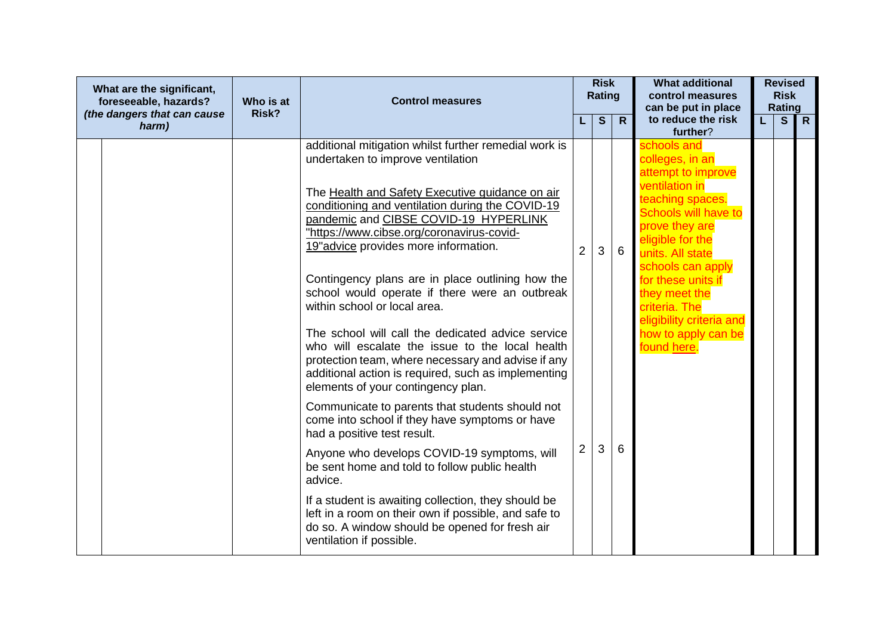| What are the significant, foreseeable, hazards? *(the dangers that can cause harm)* | Who is at Risk? | Control measures | Risk Rating | | | What additional control measures can be put in place to reduce the risk further? | Revised Risk Rating | | |
|---|---|---|---|---|---|---|---|---|---|
| | | | L | S | R | | L | S | R |
| | | additional mitigation whilst further remedial work is undertaken to improve ventilation<br><br>The Health and Safety Executive guidance on air conditioning and ventilation during the COVID-19 pandemic and CIBSE COVID-19 HYPERLINK "https://www.cibse.org/coronavirus-covid-19"advice provides more information.<br><br>Contingency plans are in place outlining how the school would operate if there were an outbreak within school or local area.<br><br>The school will call the dedicated advice service who will escalate the issue to the local health protection team, where necessary and advise if any additional action is required, such as implementing elements of your contingency plan. | 2 | 3 | 6 | schools and colleges, in an attempt to improve ventilation in teaching spaces. Schools will have to prove they are eligible for the units. All state schools can apply for these units if they meet the criteria. The eligibility criteria and how to apply can be found here. | | | |
| | | Communicate to parents that students should not come into school if they have symptoms or have had a positive test result.<br><br>Anyone who develops COVID-19 symptoms, will be sent home and told to follow public health advice.<br><br>If a student is awaiting collection, they should be left in a room on their own if possible, and safe to do so. A window should be opened for fresh air ventilation if possible. | 2 | 3 | 6 | | | | |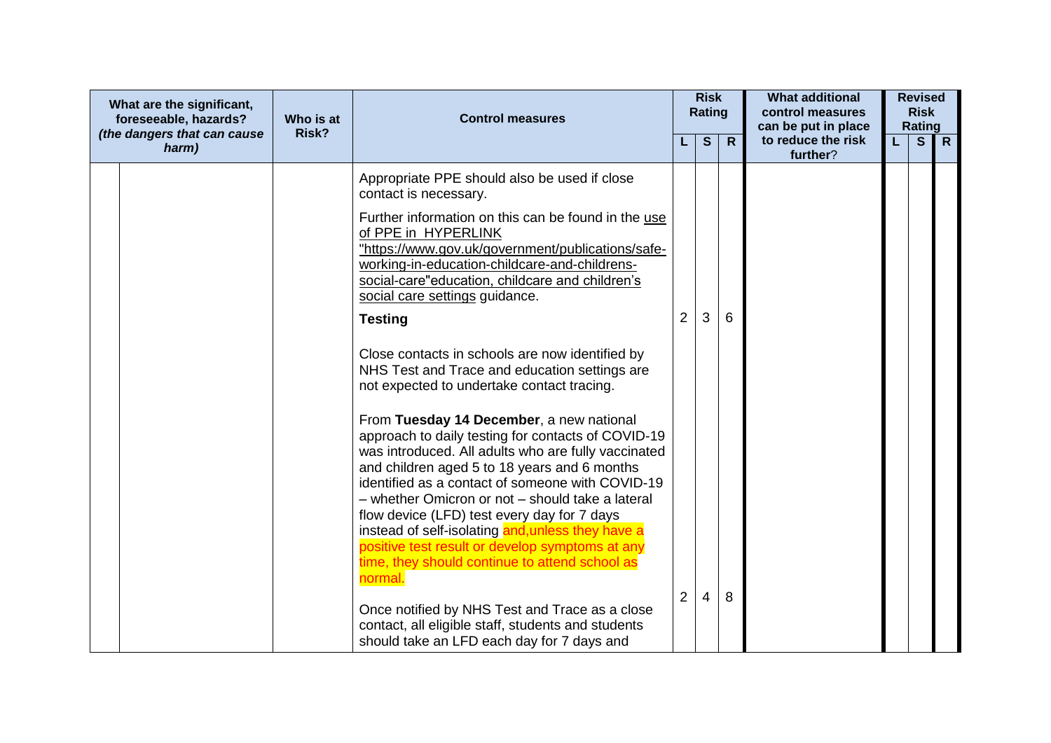| What are the significant, foreseeable, hazards? *(the dangers that can cause harm)* | Who is at Risk? | Control measures | Risk Rating | | | What additional control measures can be put in place to reduce the risk further? | Revised Risk Rating | | |
|---|---|---|---|---|---|---|---|---|---|
| | | | L | S | R | | L | S | R |
| | | Appropriate PPE should also be used if close contact is necessary.<br><br>Further information on this can be found in the use of PPE in HYPERLINK "https://www.gov.uk/government/publications/safe-working-in-education-childcare-and-childrens-social-care"education, childcare and children's social care settings guidance.<br><br>**Testing** | 2 | 3 | 6 | | | | |
| | | Close contacts in schools are now identified by NHS Test and Trace and education settings are not expected to undertake contact tracing.<br><br>From **Tuesday 14 December**, a new national approach to daily testing for contacts of COVID-19 was introduced. All adults who are fully vaccinated and children aged 5 to 18 years and 6 months identified as a contact of someone with COVID-19 – whether Omicron or not – should take a lateral flow device (LFD) test every day for 7 days instead of self-isolating and,unless they have a positive test result or develop symptoms at any time, they should continue to attend school as normal.<br><br>Once notified by NHS Test and Trace as a close contact, all eligible staff, students and students should take an LFD each day for 7 days and | 2 | 4 | 8 | | | | |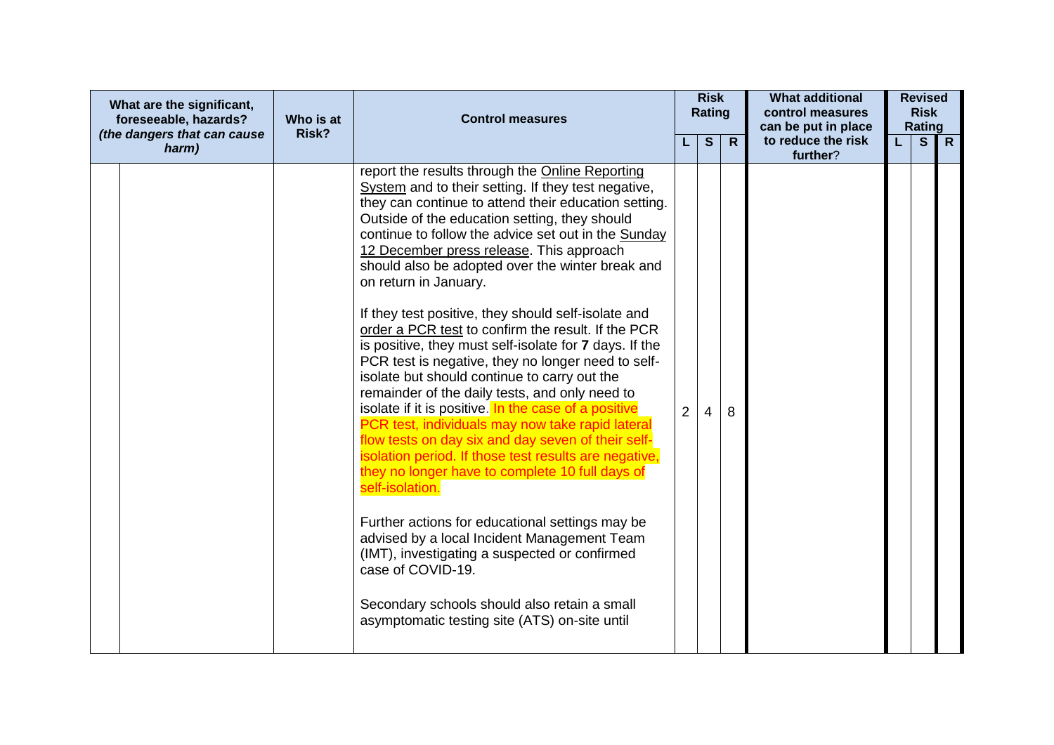| What are the significant, foreseeable, hazards? *(the dangers that can cause harm)* | Who is at Risk? | Control measures | Risk Rating | | | What additional control measures can be put in place to reduce the risk further? | Revised Risk Rating | | |
|---|---|---|---|---|---|---|---|---|---|
| | | | L | S | R | | L | S | R |
| | | report the results through the Online Reporting System and to their setting. If they test negative, they can continue to attend their education setting. Outside of the education setting, they should continue to follow the advice set out in the Sunday 12 December press release. This approach should also be adopted over the winter break and on return in January.<br><br>If they test positive, they should self-isolate and order a PCR test to confirm the result. If the PCR is positive, they must self-isolate for **7** days. If the PCR test is negative, they no longer need to self-isolate but should continue to carry out the remainder of the daily tests, and only need to isolate if it is positive. In the case of a positive PCR test, individuals may now take rapid lateral flow tests on day six and day seven of their self-isolation period. If those test results are negative, they no longer have to complete 10 full days of self-isolation.<br><br>Further actions for educational settings may be advised by a local Incident Management Team (IMT), investigating a suspected or confirmed case of COVID-19.<br><br>Secondary schools should also retain a small asymptomatic testing site (ATS) on-site until | 2 | 4 | 8 | | | | |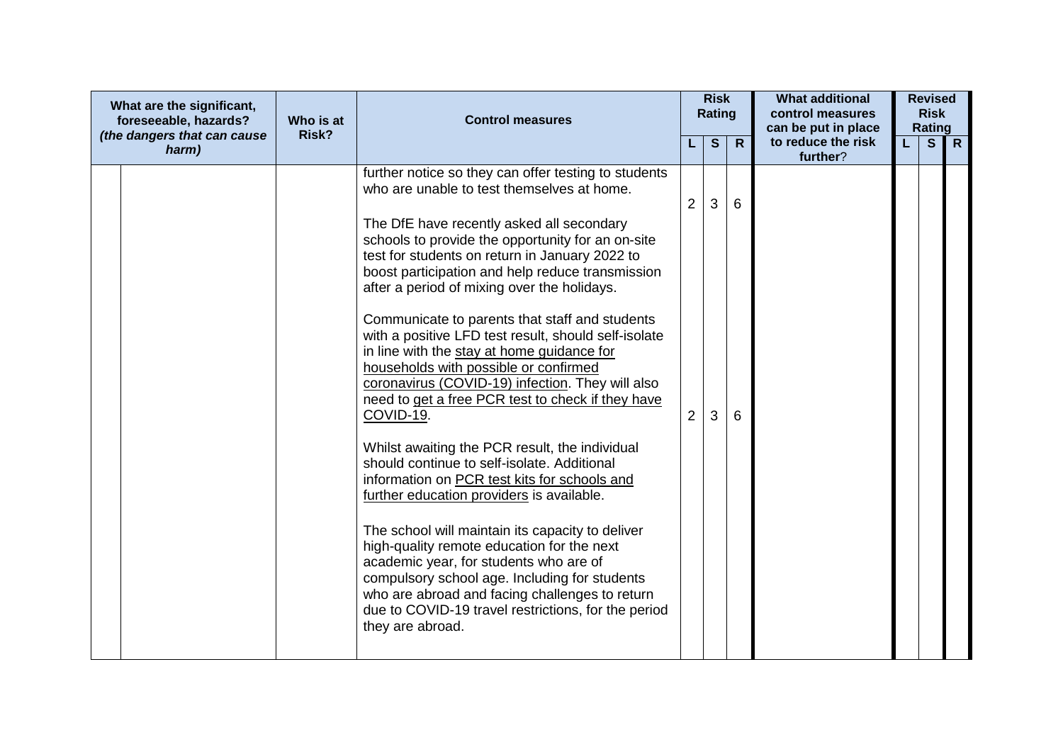| What are the significant, foreseeable, hazards? *(the dangers that can cause harm)* | | Who is at Risk? | Control measures | Risk Rating | | | What additional control measures can be put in place to reduce the risk further? | Revised Risk Rating | | |
|---|---|---|---|---|---|---|---|---|---|---|
| | | | | L | S | R | | L | S | R |
| | | | further notice so they can offer testing to students who are unable to test themselves at home.<br><br>The DfE have recently asked all secondary schools to provide the opportunity for an on-site test for students on return in January 2022 to boost participation and help reduce transmission after a period of mixing over the holidays. | 2 | 3 | 6 | | | | |
| | | | Communicate to parents that staff and students with a positive LFD test result, should self-isolate in line with the stay at home guidance for households with possible or confirmed coronavirus (COVID-19) infection. They will also need to get a free PCR test to check if they have COVID-19.<br><br>Whilst awaiting the PCR result, the individual should continue to self-isolate. Additional information on PCR test kits for schools and further education providers is available.<br><br>The school will maintain its capacity to deliver high-quality remote education for the next academic year, for students who are of compulsory school age. Including for students who are abroad and facing challenges to return due to COVID-19 travel restrictions, for the period they are abroad. | 2 | 3 | 6 | | | | |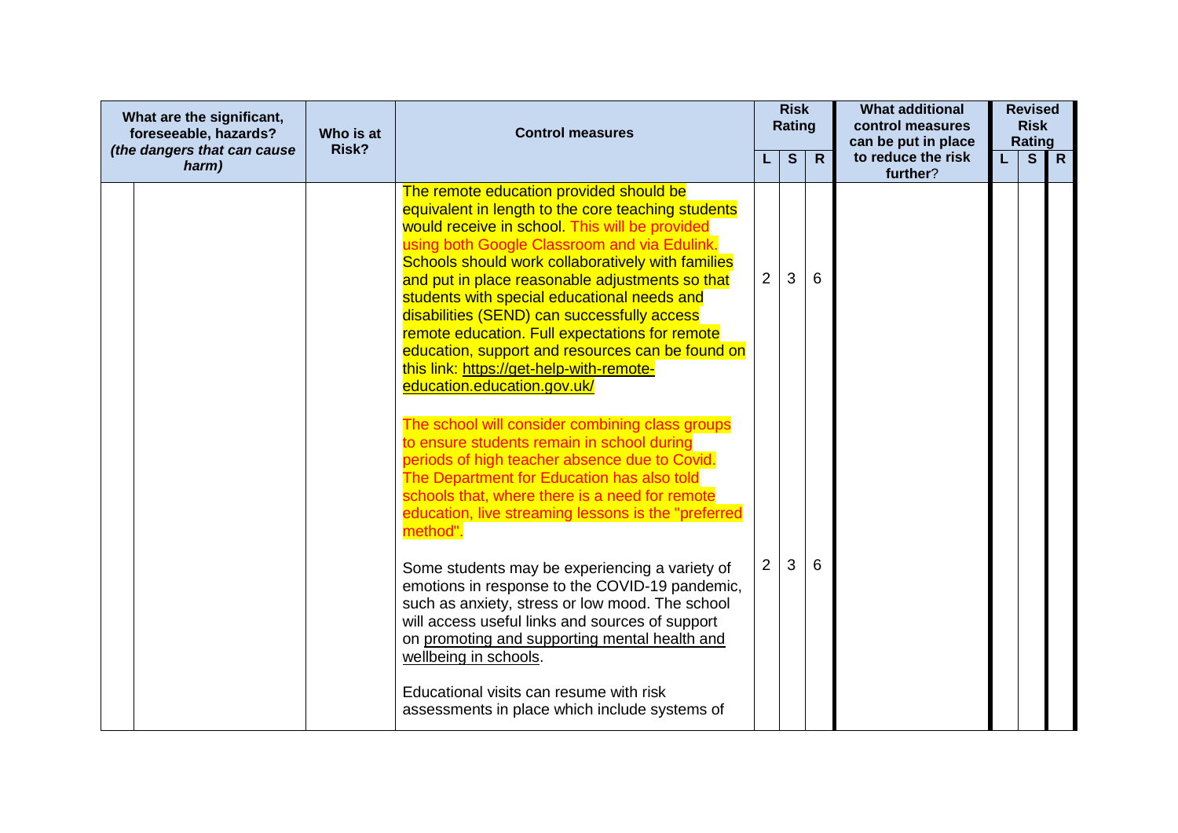| What are the significant, foreseeable, hazards? *(the dangers that can cause harm)* | Who is at Risk? | Control measures | Risk Rating | | | What additional control measures can be put in place to reduce the risk further? | Revised Risk Rating | | |
|---|---|---|---|---|---|---|---|---|---|
| | | | L | S | R | | L | S | R |
| | | The remote education provided should be equivalent in length to the core teaching students would receive in school. This will be provided using both Google Classroom and via Edulink. Schools should work collaboratively with families and put in place reasonable adjustments so that students with special educational needs and disabilities (SEND) can successfully access remote education. Full expectations for remote education, support and resources can be found on this link: https://get-help-with-remote-education.education.gov.uk/ | 2 | 3 | 6 | | | | |
| | | The school will consider combining class groups to ensure students remain in school during periods of high teacher absence due to Covid. The Department for Education has also told schools that, where there is a need for remote education, live streaming lessons is the "preferred method". | | | | | | | |
| | | Some students may be experiencing a variety of emotions in response to the COVID-19 pandemic, such as anxiety, stress or low mood. The school will access useful links and sources of support on promoting and supporting mental health and wellbeing in schools. | 2 | 3 | 6 | | | | |
| | | Educational visits can resume with risk assessments in place which include systems of | | | | | | | |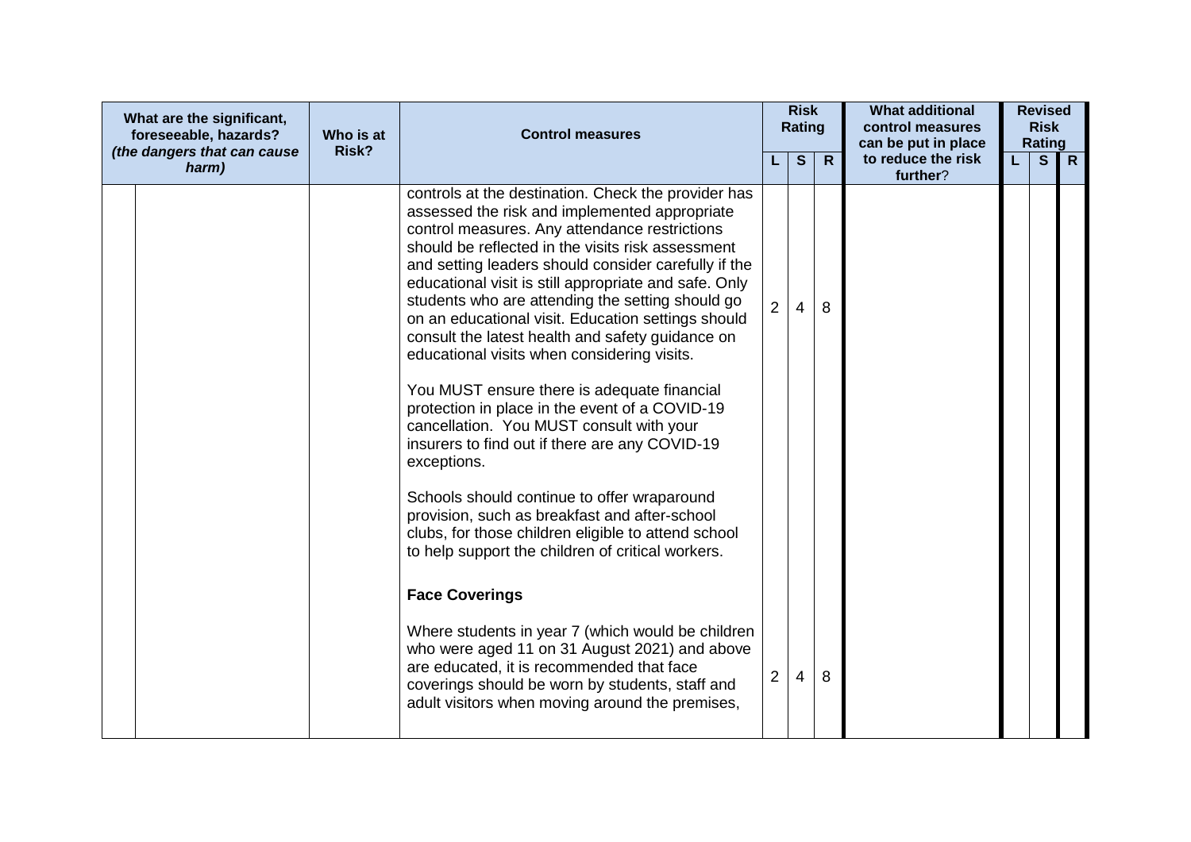| What are the significant, foreseeable, hazards? *(the dangers that can cause harm)* | Who is at Risk? | Control measures | Risk Rating | | | What additional control measures can be put in place to reduce the risk further? | Revised Risk Rating | | |
|---|---|---|---|---|---|---|---|---|---|
| | | | L | S | R | | L | S | R |
| | | controls at the destination. Check the provider has assessed the risk and implemented appropriate control measures. Any attendance restrictions should be reflected in the visits risk assessment and setting leaders should consider carefully if the educational visit is still appropriate and safe. Only students who are attending the setting should go on an educational visit. Education settings should consult the latest health and safety guidance on educational visits when considering visits.<br><br>You MUST ensure there is adequate financial protection in place in the event of a COVID-19 cancellation. You MUST consult with your insurers to find out if there are any COVID-19 exceptions.<br><br>Schools should continue to offer wraparound provision, such as breakfast and after-school clubs, for those children eligible to attend school to help support the children of critical workers. | 2 | 4 | 8 | | | | |
| | | **Face Coverings**<br><br>Where students in year 7 (which would be children who were aged 11 on 31 August 2021) and above are educated, it is recommended that face coverings should be worn by students, staff and adult visitors when moving around the premises, | 2 | 4 | 8 | | | | |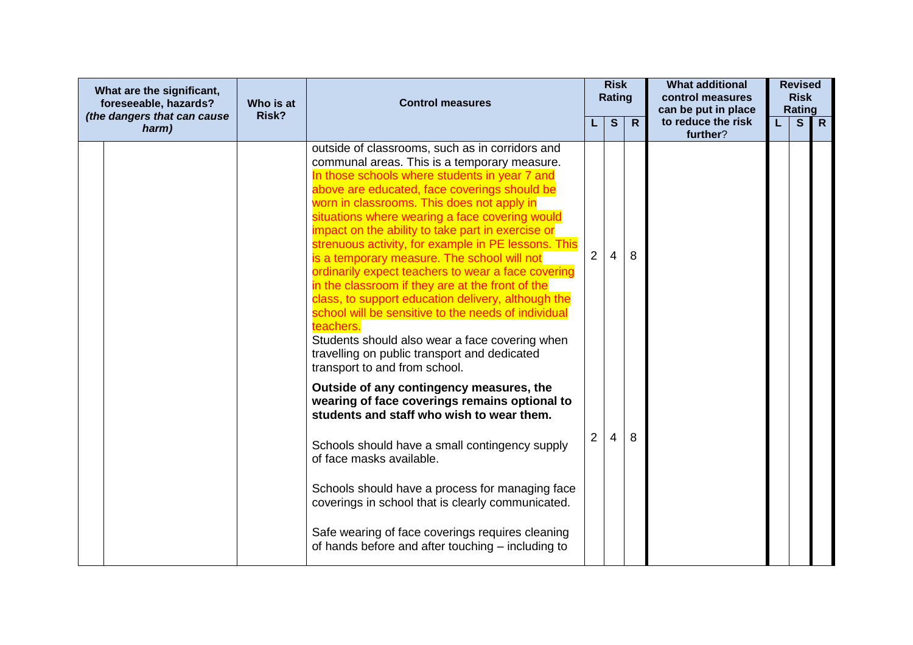| What are the significant, foreseeable, hazards? *(the dangers that can cause harm)* | Who is at Risk? | Control measures | Risk Rating | | | What additional control measures can be put in place to reduce the risk further? | Revised Risk Rating | | |
|---|---|---|---|---|---|---|---|---|---|
| | | | L | S | R | | L | S | R |
| | | outside of classrooms, such as in corridors and communal areas. This is a temporary measure. In those schools where students in year 7 and above are educated, face coverings should be worn in classrooms. This does not apply in situations where wearing a face covering would impact on the ability to take part in exercise or strenuous activity, for example in PE lessons. This is a temporary measure. The school will not ordinarily expect teachers to wear a face covering in the classroom if they are at the front of the class, to support education delivery, although the school will be sensitive to the needs of individual teachers. Students should also wear a face covering when travelling on public transport and dedicated transport to and from school. | 2 | 4 | 8 | | | | |
| | | **Outside of any contingency measures, the wearing of face coverings remains optional to students and staff who wish to wear them.** Schools should have a small contingency supply of face masks available. Schools should have a process for managing face coverings in school that is clearly communicated. Safe wearing of face coverings requires cleaning of hands before and after touching – including to | 2 | 4 | 8 | | | | |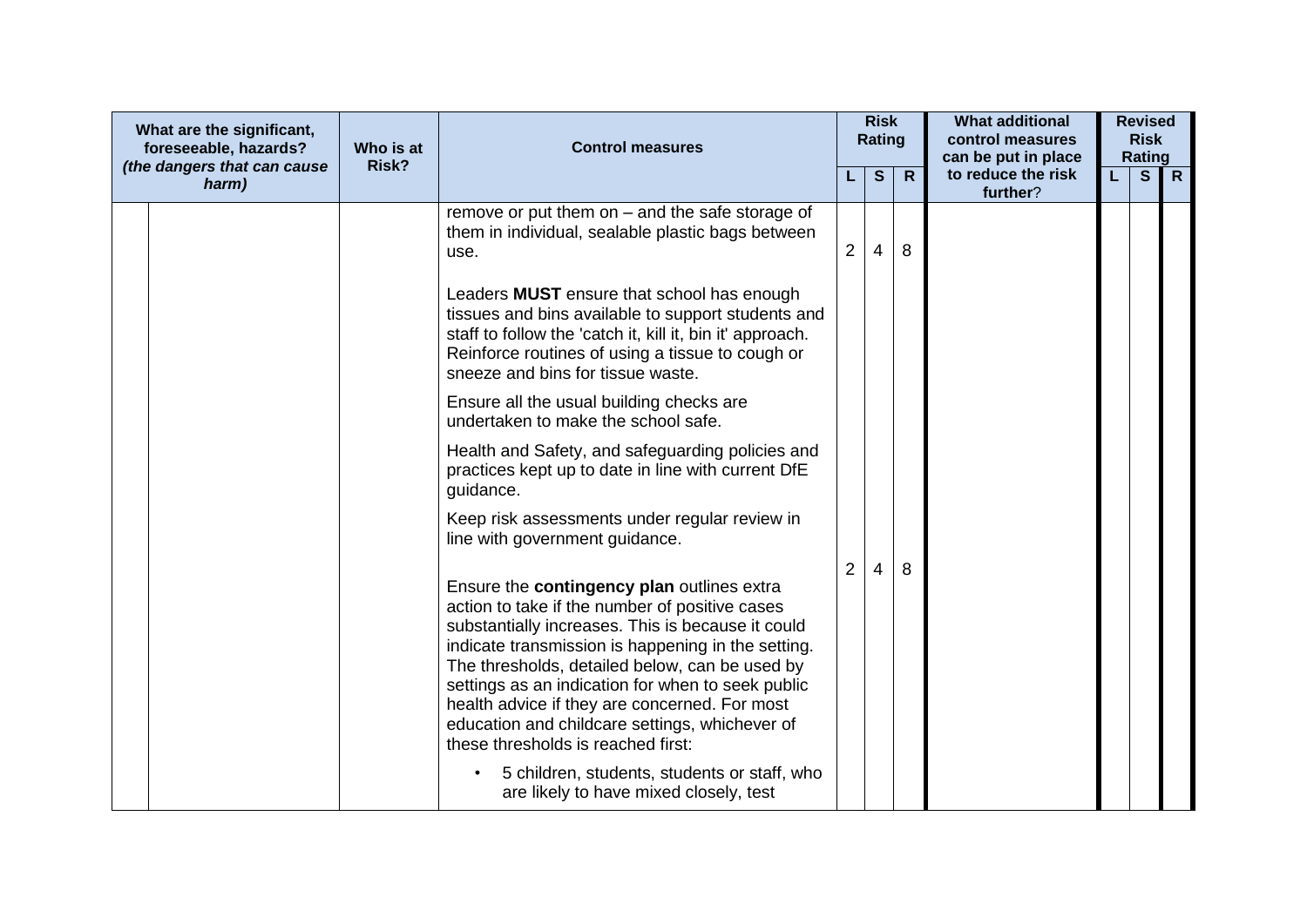| What are the significant, foreseeable, hazards? *(the dangers that can cause harm)* | | Who is at Risk? | Control measures | Risk Rating | | | What additional control measures can be put in place to reduce the risk further? | Revised Risk Rating | | |
|---|---|---|---|---|---|---|---|---|---|---|
| | | | | L | S | R | | L | S | R |
| | | | remove or put them on – and the safe storage of them in individual, sealable plastic bags between use. | 2 | 4 | 8 | | | | |
| | | | Leaders **MUST** ensure that school has enough tissues and bins available to support students and staff to follow the 'catch it, kill it, bin it' approach. Reinforce routines of using a tissue to cough or sneeze and bins for tissue waste.<br><br>Ensure all the usual building checks are undertaken to make the school safe.<br><br>Health and Safety, and safeguarding policies and practices kept up to date in line with current DfE guidance.<br><br>Keep risk assessments under regular review in line with government guidance.<br><br>Ensure the **contingency plan** outlines extra action to take if the number of positive cases substantially increases. This is because it could indicate transmission is happening in the setting. The thresholds, detailed below, can be used by settings as an indication for when to seek public health advice if they are concerned. For most education and childcare settings, whichever of these thresholds is reached first:<br><br>• 5 children, students, students or staff, who are likely to have mixed closely, test | 2 | 4 | 8 | | | | |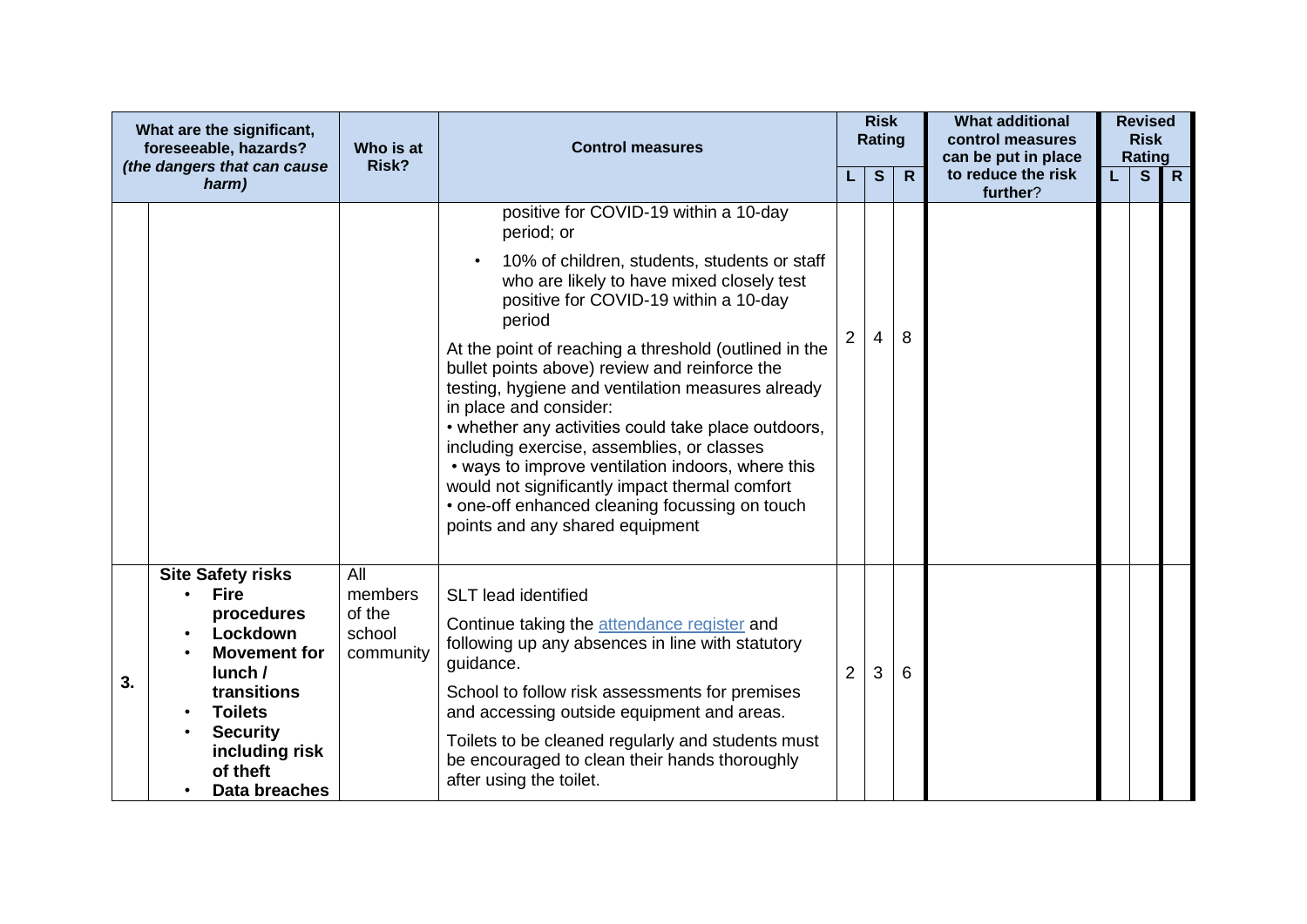| | What are the significant, foreseeable, hazards? *(the dangers that can cause harm)* | Who is at Risk? | Control measures | Risk Rating | | | What additional control measures can be put in place to reduce the risk further? | Revised Risk Rating | | |
|---|---|---|---|---|---|---|---|---|---|---|
| | | | | L | S | R | | L | S | R |
| | | | positive for COVID-19 within a 10-day period; or<br>• 10% of children, students, students or staff who are likely to have mixed closely test positive for COVID-19 within a 10-day period<br>At the point of reaching a threshold (outlined in the bullet points above) review and reinforce the testing, hygiene and ventilation measures already in place and consider:<br>• whether any activities could take place outdoors, including exercise, assemblies, or classes<br>• ways to improve ventilation indoors, where this would not significantly impact thermal comfort<br>• one-off enhanced cleaning focussing on touch points and any shared equipment | 2 | 4 | 8 | | | | |
| 3. | **Site Safety risks**<br>• **Fire procedures**<br>• **Lockdown**<br>• **Movement for lunch / transitions**<br>• **Toilets**<br>• **Security including risk of theft**<br>• **Data breaches** | All members of the school community | SLT lead identified<br>Continue taking the attendance register and following up any absences in line with statutory guidance.<br>School to follow risk assessments for premises and accessing outside equipment and areas.<br>Toilets to be cleaned regularly and students must be encouraged to clean their hands thoroughly after using the toilet. | 2 | 3 | 6 | | | | |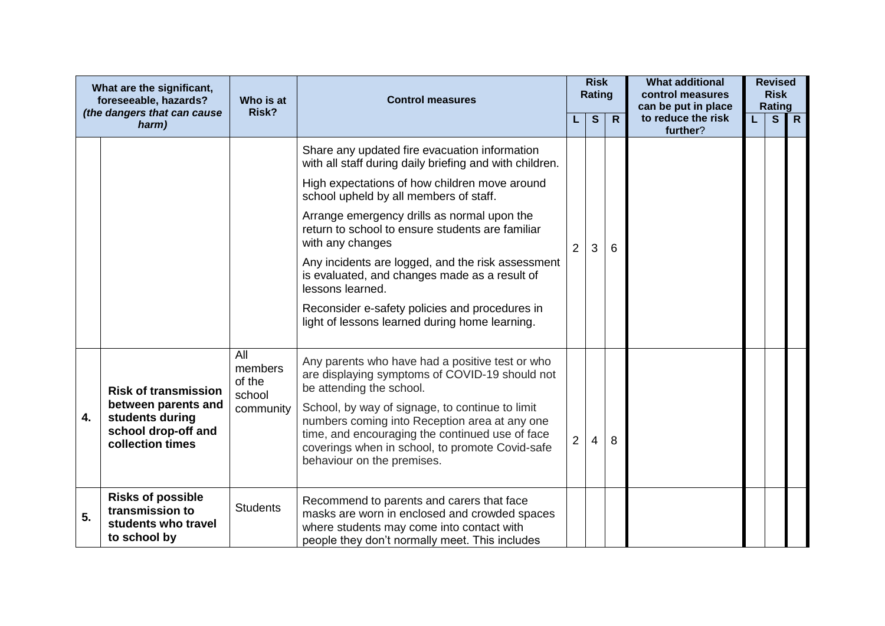| | What are the significant, foreseeable, hazards? *(the dangers that can cause harm)* | Who is at Risk? | Control measures | Risk Rating | | | What additional control measures can be put in place to reduce the risk further? | Revised Risk Rating | | |
|---|---|---|---|---|---|---|---|---|---|---|
| | | | | **L** | **S** | **R** | | **L** | **S** | **R** |
| | | | Share any updated fire evacuation information with all staff during daily briefing and with children.<br><br>High expectations of how children move around school upheld by all members of staff.<br><br>Arrange emergency drills as normal upon the return to school to ensure students are familiar with any changes<br><br>Any incidents are logged, and the risk assessment is evaluated, and changes made as a result of lessons learned.<br><br>Reconsider e-safety policies and procedures in light of lessons learned during home learning. | 2 | 3 | 6 | | | | |
| **4.** | **Risk of transmission between parents and students during school drop-off and collection times** | All members of the school community | Any parents who have had a positive test or who are displaying symptoms of COVID-19 should not be attending the school.<br><br>School, by way of signage, to continue to limit numbers coming into Reception area at any one time, and encouraging the continued use of face coverings when in school, to promote Covid-safe behaviour on the premises. | 2 | 4 | 8 | | | | |
| **5.** | **Risks of possible transmission to students who travel to school by** | Students | Recommend to parents and carers that face masks are worn in enclosed and crowded spaces where students may come into contact with people they don't normally meet. This includes | | | | | | | |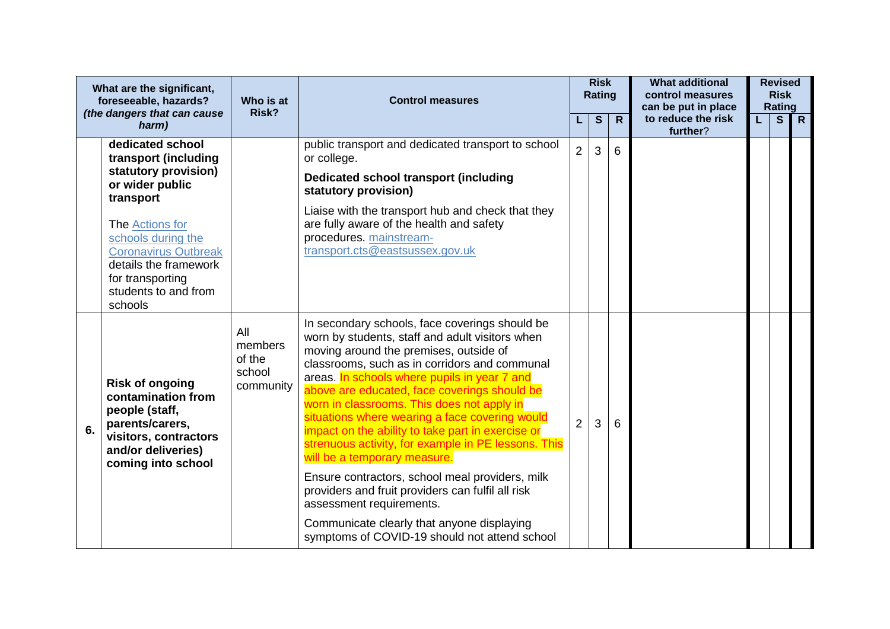| | What are the significant, foreseeable, hazards? *(the dangers that can cause harm)* | Who is at Risk? | Control measures | Risk Rating | | | What additional control measures can be put in place to reduce the risk further? | Revised Risk Rating | | |
|---|---|---|---|---|---|---|---|---|---|---|
| | | | | L | S | R | | L | S | R |
| | **dedicated school transport (including statutory provision) or wider public transport**<br><br>The Actions for schools during the Coronavirus Outbreak details the framework for transporting students to and from schools | | public transport and dedicated transport to school or college.<br><br>**Dedicated school transport (including statutory provision)**<br><br>Liaise with the transport hub and check that they are fully aware of the health and safety procedures. mainstream-transport.cts@eastsussex.gov.uk | 2 | 3 | 6 | | | | |
| **6.** | **Risk of ongoing contamination from people (staff, parents/carers, visitors, contractors and/or deliveries) coming into school** | All members of the school community | In secondary schools, face coverings should be worn by students, staff and adult visitors when moving around the premises, outside of classrooms, such as in corridors and communal areas. In schools where pupils in year 7 and above are educated, face coverings should be worn in classrooms. This does not apply in situations where wearing a face covering would impact on the ability to take part in exercise or strenuous activity, for example in PE lessons. This will be a temporary measure.<br><br>Ensure contractors, school meal providers, milk providers and fruit providers can fulfil all risk assessment requirements.<br><br>Communicate clearly that anyone displaying symptoms of COVID-19 should not attend school | 2 | 3 | 6 | | | | |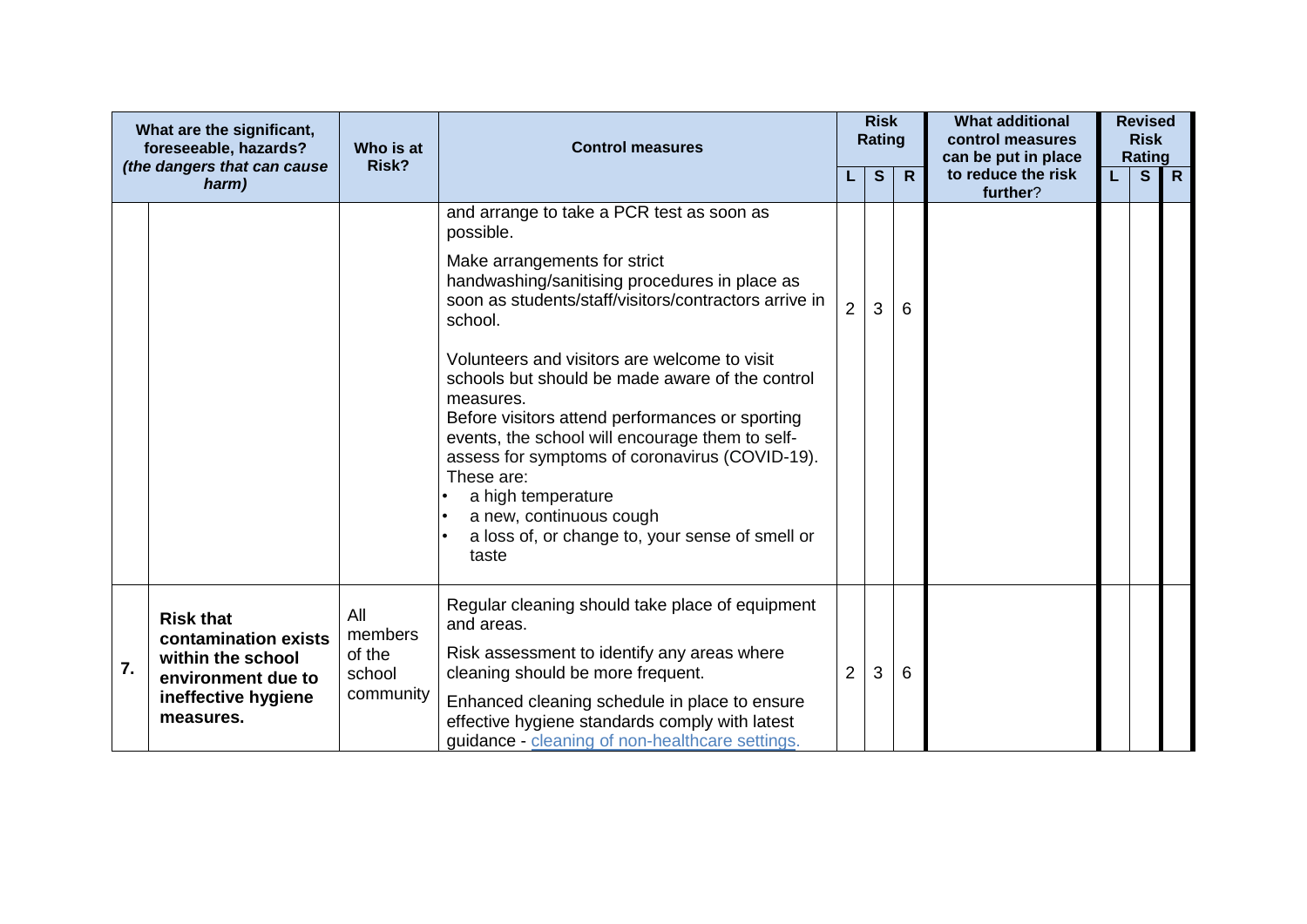| | What are the significant, foreseeable, hazards? *(the dangers that can cause harm)* | Who is at Risk? | Control measures | Risk Rating | | | What additional control measures can be put in place to reduce the risk further? | Revised Risk Rating | | |
|---|---|---|---|---|---|---|---|---|---|---|
| | | | | L | S | R | | L | S | R |
| | | | and arrange to take a PCR test as soon as possible.<br><br>Make arrangements for strict handwashing/sanitising procedures in place as soon as students/staff/visitors/contractors arrive in school.<br><br>Volunteers and visitors are welcome to visit schools but should be made aware of the control measures.<br>Before visitors attend performances or sporting events, the school will encourage them to self-assess for symptoms of coronavirus (COVID-19). These are:<br>• a high temperature<br>• a new, continuous cough<br>• a loss of, or change to, your sense of smell or taste | 2 | 3 | 6 | | | | |
| 7. | **Risk that contamination exists within the school environment due to ineffective hygiene measures.** | All members of the school community | Regular cleaning should take place of equipment and areas.<br><br>Risk assessment to identify any areas where cleaning should be more frequent.<br><br>Enhanced cleaning schedule in place to ensure effective hygiene standards comply with latest guidance - cleaning of non-healthcare settings. | 2 | 3 | 6 | | | | |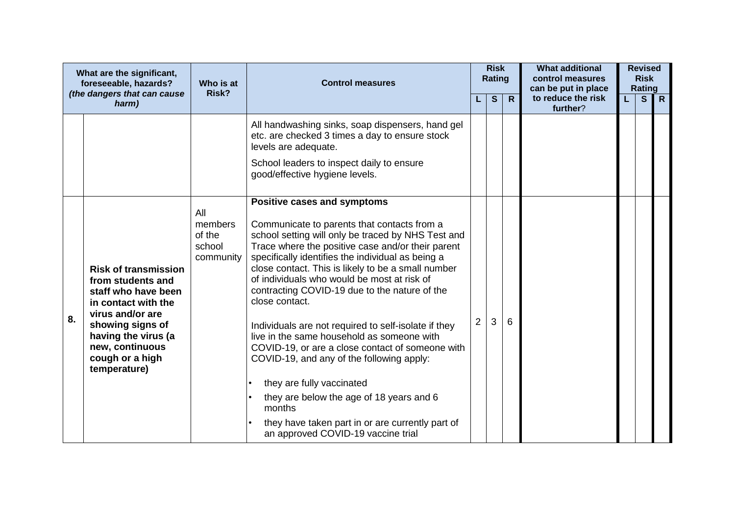| | What are the significant, foreseeable, hazards? *(the dangers that can cause harm)* | Who is at Risk? | Control measures | Risk Rating | | | What additional control measures can be put in place to reduce the risk further? | Revised Risk Rating | | |
|---|---|---|---|---|---|---|---|---|---|---|
| | | | | L | S | R | | L | S | R |
| | | | All handwashing sinks, soap dispensers, hand gel etc. are checked 3 times a day to ensure stock levels are adequate.<br><br>School leaders to inspect daily to ensure good/effective hygiene levels. | | | | | | | |
| 8. | **Risk of transmission from students and staff who have been in contact with the virus and/or are showing signs of having the virus (a new, continuous cough or a high temperature)** | All members of the school community | **Positive cases and symptoms**<br><br>Communicate to parents that contacts from a school setting will only be traced by NHS Test and Trace where the positive case and/or their parent specifically identifies the individual as being a close contact. This is likely to be a small number of individuals who would be most at risk of contracting COVID-19 due to the nature of the close contact.<br><br>Individuals are not required to self-isolate if they live in the same household as someone with COVID-19, or are a close contact of someone with COVID-19, and any of the following apply:<br><br>• they are fully vaccinated<br>• they are below the age of 18 years and 6 months<br>• they have taken part in or are currently part of an approved COVID-19 vaccine trial | 2 | 3 | 6 | | | | |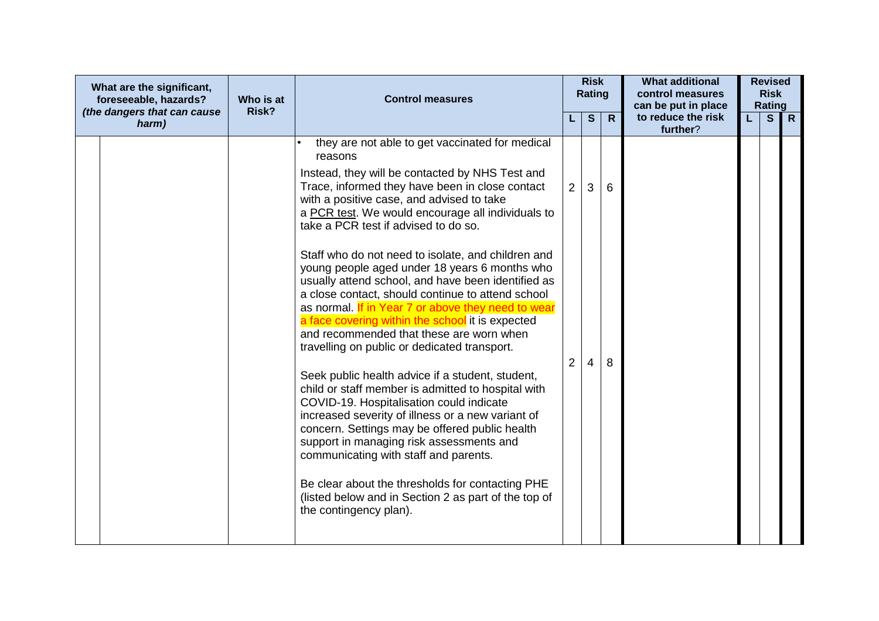| What are the significant, foreseeable, hazards? *(the dangers that can cause harm)* | Who is at Risk? | Control measures | Risk Rating | | | What additional control measures can be put in place to reduce the risk further? | Revised Risk Rating | | |
|---|---|---|---|---|---|---|---|---|---|
| | | | L | S | R | | L | S | R |
| | | • they are not able to get vaccinated for medical reasons<br><br>Instead, they will be contacted by NHS Test and Trace, informed they have been in close contact with a positive case, and advised to take a PCR test. We would encourage all individuals to take a PCR test if advised to do so. | 2 | 3 | 6 | | | | |
| | | Staff who do not need to isolate, and children and young people aged under 18 years 6 months who usually attend school, and have been identified as a close contact, should continue to attend school as normal. If in Year 7 or above they need to wear a face covering within the school it is expected and recommended that these are worn when travelling on public or dedicated transport.<br><br>Seek public health advice if a student, student, child or staff member is admitted to hospital with COVID-19. Hospitalisation could indicate increased severity of illness or a new variant of concern. Settings may be offered public health support in managing risk assessments and communicating with staff and parents.<br><br>Be clear about the thresholds for contacting PHE (listed below and in Section 2 as part of the top of the contingency plan). | 2 | 4 | 8 | | | | |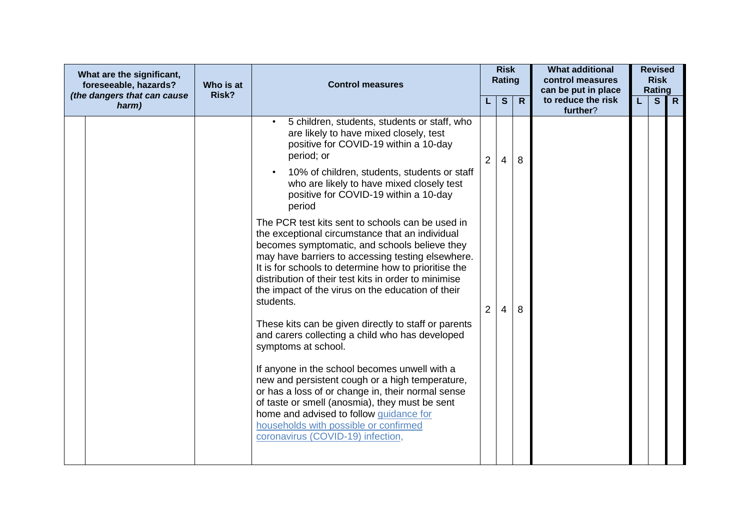| What are the significant, foreseeable, hazards? *(the dangers that can cause harm)* | Who is at Risk? | Control measures | Risk Rating | | | What additional control measures can be put in place to reduce the risk further? | Revised Risk Rating | | |
|---|---|---|---|---|---|---|---|---|---|
| | | | L | S | R | | L | S | R |
| | | • 5 children, students, students or staff, who are likely to have mixed closely, test positive for COVID-19 within a 10-day period; or<br>• 10% of children, students, students or staff who are likely to have mixed closely test positive for COVID-19 within a 10-day period | 2 | 4 | 8 | | | | |
| | | The PCR test kits sent to schools can be used in the exceptional circumstance that an individual becomes symptomatic, and schools believe they may have barriers to accessing testing elsewhere. It is for schools to determine how to prioritise the distribution of their test kits in order to minimise the impact of the virus on the education of their students.<br><br>These kits can be given directly to staff or parents and carers collecting a child who has developed symptoms at school.<br><br>If anyone in the school becomes unwell with a new and persistent cough or a high temperature, or has a loss of or change in, their normal sense of taste or smell (anosmia), they must be sent home and advised to follow [guidance for households with possible or confirmed coronavirus (COVID-19) infection](), | 2 | 4 | 8 | | | | |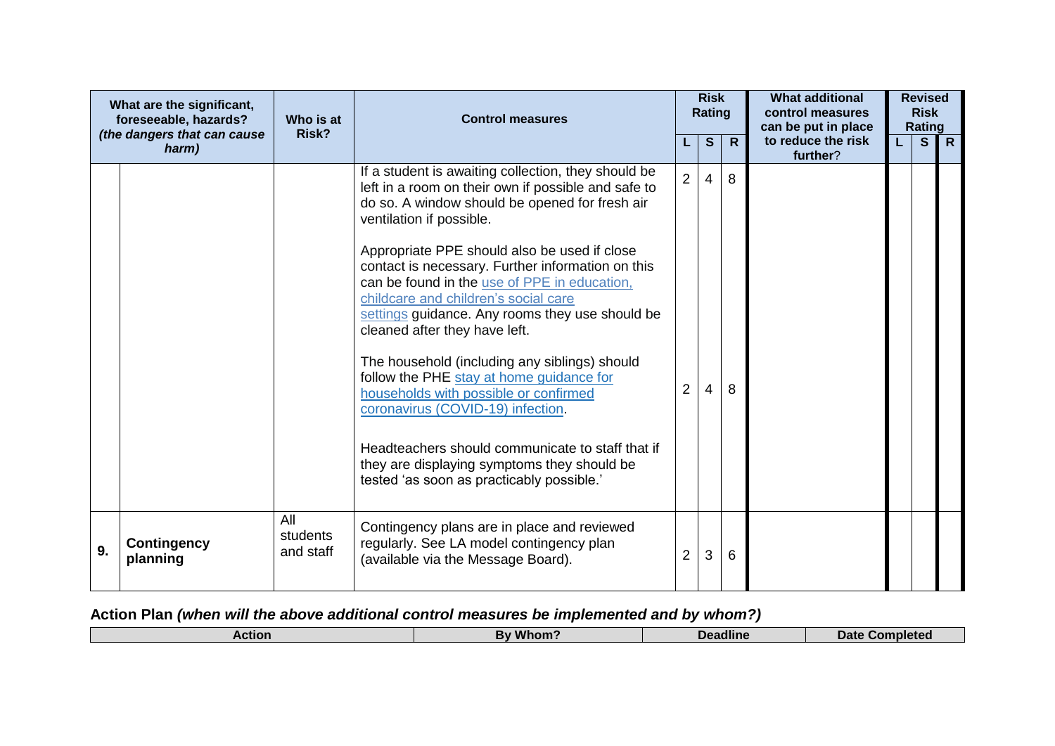| | What are the significant, foreseeable, hazards? *(the dangers that can cause harm)* | Who is at Risk? | Control measures | Risk Rating | | | What additional control measures can be put in place to reduce the risk further? | Revised Risk Rating | | |
|---|---|---|---|---|---|---|---|---|---|---|
| | | | | L | S | R | | L | S | R |
| | | | If a student is awaiting collection, they should be left in a room on their own if possible and safe to do so. A window should be opened for fresh air ventilation if possible.<br><br>Appropriate PPE should also be used if close contact is necessary. Further information on this can be found in the use of PPE in education, childcare and children's social care settings guidance. Any rooms they use should be cleaned after they have left. | 2 | 4 | 8 | | | | |
| | | | The household (including any siblings) should follow the PHE stay at home guidance for households with possible or confirmed coronavirus (COVID-19) infection.<br><br>Headteachers should communicate to staff that if they are displaying symptoms they should be tested 'as soon as practicably possible.' | 2 | 4 | 8 | | | | |
| **9.** | **Contingency planning** | All students and staff | Contingency plans are in place and reviewed regularly. See LA model contingency plan (available via the Message Board). | 2 | 3 | 6 | | | | |

**Action Plan** ***(when will the above additional control measures be implemented and by whom?)***

| Action | By Whom? | Deadline | Date Completed |
|---|---|---|---|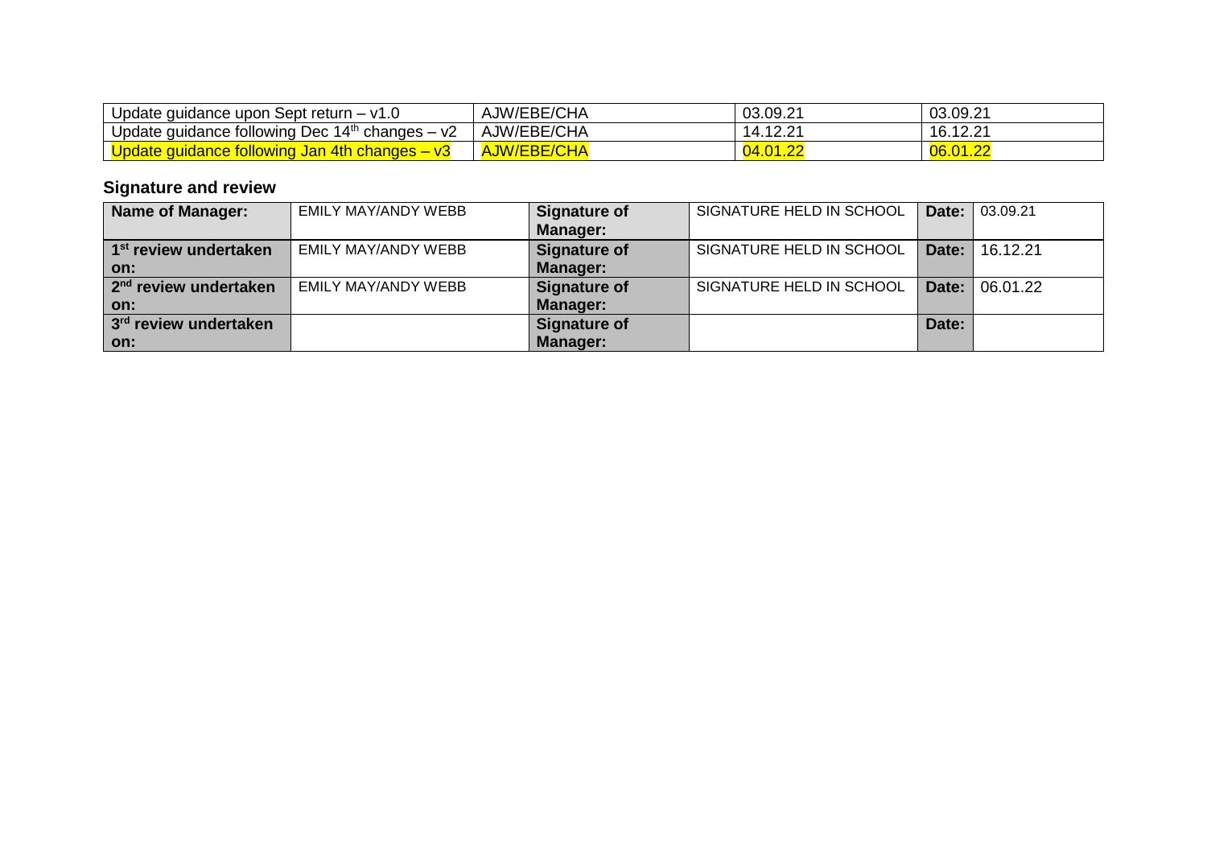| | | | |
|---|---|---|---|
| Update guidance upon Sept return – v1.0 | AJW/EBE/CHA | 03.09.21 | 03.09.21 |
| Update guidance following Dec 14th changes – v2 | AJW/EBE/CHA | 14.12.21 | 16.12.21 |
| Update guidance following Jan 4th changes – v3 | AJW/EBE/CHA | 04.01.22 | 06.01.22 |

## Signature and review

| | | | | | |
|---|---|---|---|---|---|
| **Name of Manager:** | EMILY MAY/ANDY WEBB | **Signature of Manager:** | SIGNATURE HELD IN SCHOOL | **Date:** | 03.09.21 |
| **1st review undertaken on:** | EMILY MAY/ANDY WEBB | **Signature of Manager:** | SIGNATURE HELD IN SCHOOL | **Date:** | 16.12.21 |
| **2nd review undertaken on:** | EMILY MAY/ANDY WEBB | **Signature of Manager:** | SIGNATURE HELD IN SCHOOL | **Date:** | 06.01.22 |
| **3rd review undertaken on:** | | **Signature of Manager:** | | **Date:** | |